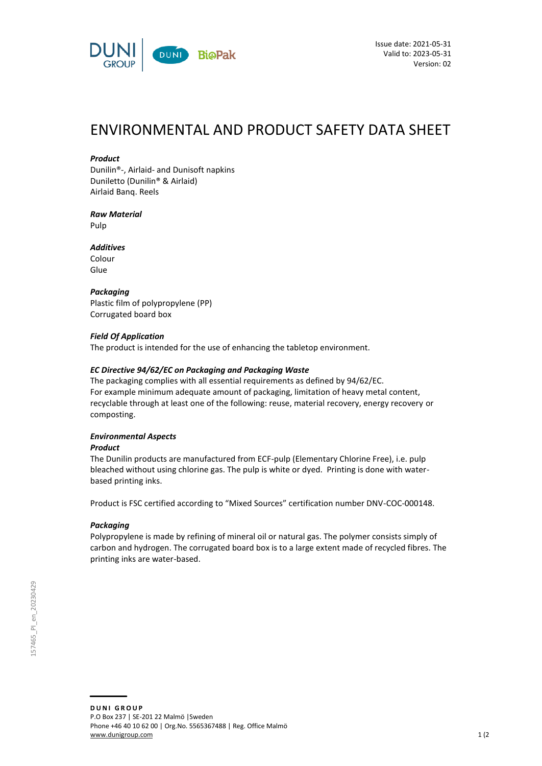Issue date: 2021-05-31
Valid to: 2023-05-31
Version: 02

# ENVIRONMENTAL AND PRODUCT SAFETY DATA SHEET

***Product***
Dunilin®-, Airlaid- and Dunisoft napkins
Duniletto (Dunilin® & Airlaid)
Airlaid Banq. Reels

***Raw Material***
Pulp

***Additives***
Colour
Glue

***Packaging***
Plastic film of polypropylene (PP)
Corrugated board box

***Field Of Application***
The product is intended for the use of enhancing the tabletop environment.

***EC Directive 94/62/EC on Packaging and Packaging Waste***
The packaging complies with all essential requirements as defined by 94/62/EC.
For example minimum adequate amount of packaging, limitation of heavy metal content, recyclable through at least one of the following: reuse, material recovery, energy recovery or composting.

***Environmental Aspects***
***Product***
The Dunilin products are manufactured from ECF-pulp (Elementary Chlorine Free), i.e. pulp bleached without using chlorine gas. The pulp is white or dyed. Printing is done with water-based printing inks.

Product is FSC certified according to "Mixed Sources" certification number DNV-COC-000148.

***Packaging***
Polypropylene is made by refining of mineral oil or natural gas. The polymer consists simply of carbon and hydrogen. The corrugated board box is to a large extent made of recycled fibres. The printing inks are water-based.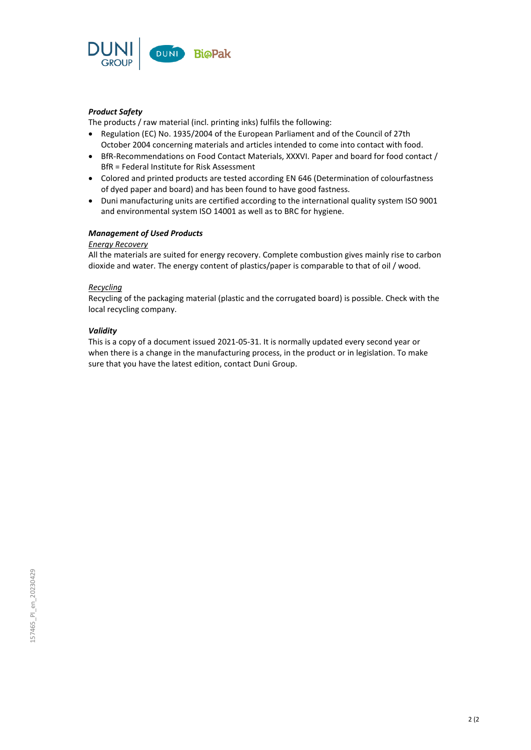***Product Safety***

The products / raw material (incl. printing inks) fulfils the following:

- Regulation (EC) No. 1935/2004 of the European Parliament and of the Council of 27th October 2004 concerning materials and articles intended to come into contact with food.
- BfR-Recommendations on Food Contact Materials, XXXVI. Paper and board for food contact / BfR = Federal Institute for Risk Assessment
- Colored and printed products are tested according EN 646 (Determination of colourfastness of dyed paper and board) and has been found to have good fastness.
- Duni manufacturing units are certified according to the international quality system ISO 9001 and environmental system ISO 14001 as well as to BRC for hygiene.

***Management of Used Products***

*Energy Recovery*

All the materials are suited for energy recovery. Complete combustion gives mainly rise to carbon dioxide and water. The energy content of plastics/paper is comparable to that of oil / wood.

*Recycling*

Recycling of the packaging material (plastic and the corrugated board) is possible. Check with the local recycling company.

***Validity***

This is a copy of a document issued 2021-05-31. It is normally updated every second year or when there is a change in the manufacturing process, in the product or in legislation. To make sure that you have the latest edition, contact Duni Group.